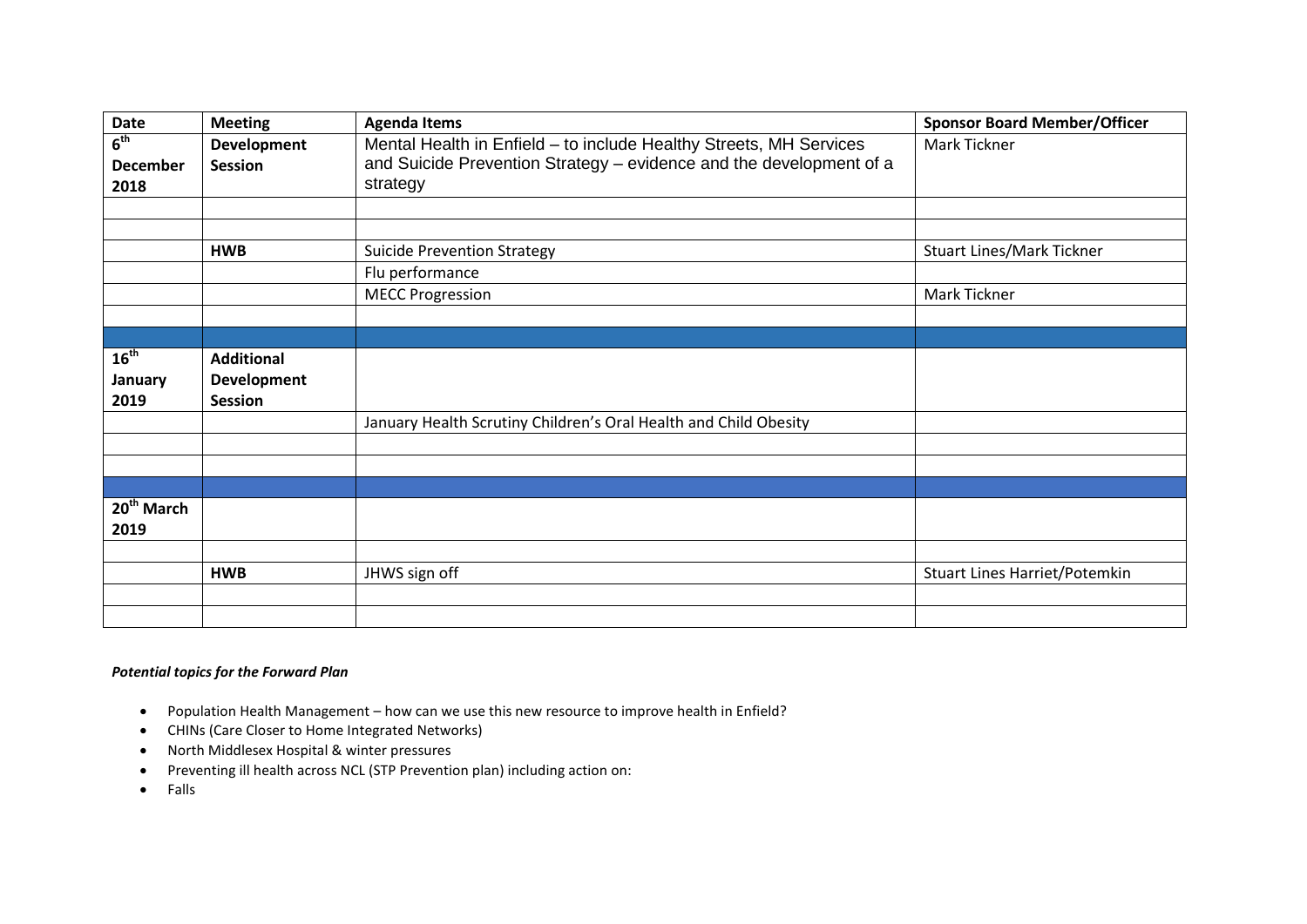| Date | Meeting | Agenda Items | Sponsor Board Member/Officer |
|---|---|---|---|
| **6th December 2018** | **Development Session** | Mental Health in Enfield – to include Healthy Streets, MH Services and Suicide Prevention Strategy – evidence and the development of a strategy | Mark Tickner |
| | | | |
| | | | |
| | **HWB** | Suicide Prevention Strategy | Stuart Lines/Mark Tickner |
| | | Flu performance | |
| | | MECC Progression | Mark Tickner |
| | | | |
| | | | |
| **16th January 2019** | **Additional Development Session** | | |
| | | January Health Scrutiny Children's Oral Health and Child Obesity | |
| | | | |
| | | | |
| | | | |
| **20th March 2019** | | | |
| | | | |
| | **HWB** | JHWS sign off | Stuart Lines Harriet/Potemkin |
| | | | |
| | | | |

***Potential topics for the Forward Plan***

- Population Health Management – how can we use this new resource to improve health in Enfield?
- CHINs (Care Closer to Home Integrated Networks)
- North Middlesex Hospital & winter pressures
- Preventing ill health across NCL (STP Prevention plan) including action on:
- Falls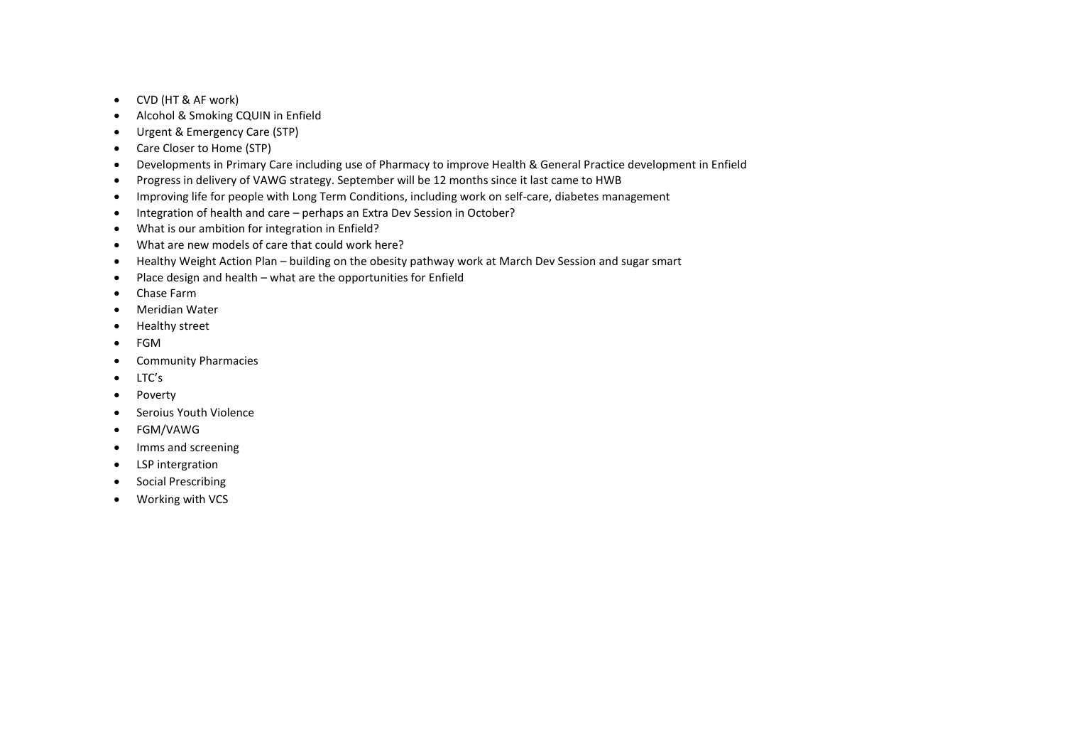- CVD (HT & AF work)
- Alcohol & Smoking CQUIN in Enfield
- Urgent & Emergency Care (STP)
- Care Closer to Home (STP)
- Developments in Primary Care including use of Pharmacy to improve Health & General Practice development in Enfield
- Progress in delivery of VAWG strategy. September will be 12 months since it last came to HWB
- Improving life for people with Long Term Conditions, including work on self-care, diabetes management
- Integration of health and care – perhaps an Extra Dev Session in October?
- What is our ambition for integration in Enfield?
- What are new models of care that could work here?
- Healthy Weight Action Plan – building on the obesity pathway work at March Dev Session and sugar smart
- Place design and health – what are the opportunities for Enfield
- Chase Farm
- Meridian Water
- Healthy street
- FGM
- Community Pharmacies
- LTC's
- Poverty
- Seroius Youth Violence
- FGM/VAWG
- Imms and screening
- LSP intergration
- Social Prescribing
- Working with VCS